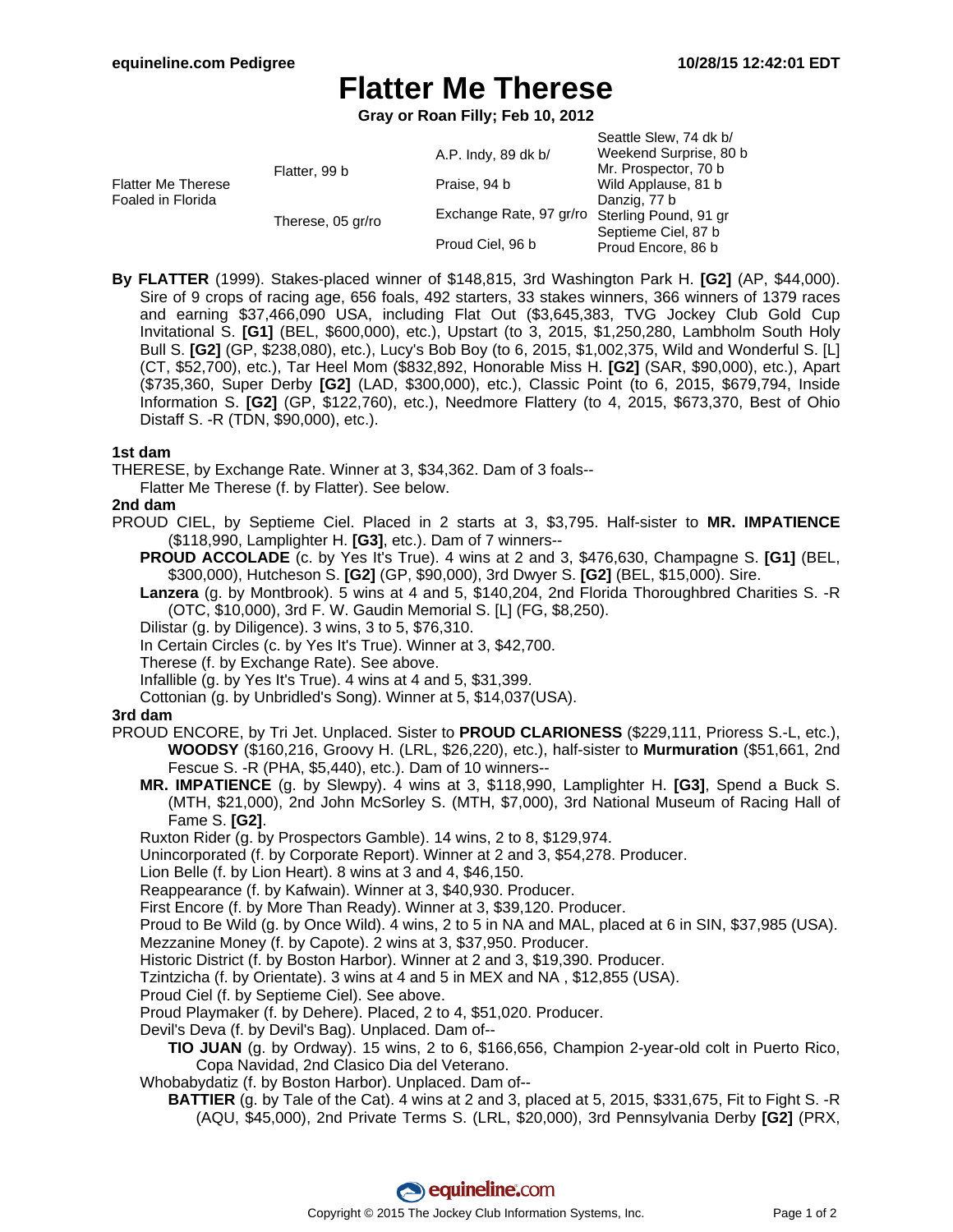# Flatter Me Therese

**Gray or Roan Filly; Feb 10, 2012**

| | | | |
|---|---|---|---|
| Flatter Me Therese Foaled in Florida | Flatter, 99 b | A.P. Indy, 89 dk b/ | Seattle Slew, 74 dk b/ |
| | | | Weekend Surprise, 80 b |
| | | Praise, 94 b | Mr. Prospector, 70 b |
| | | | Wild Applause, 81 b |
| | Therese, 05 gr/ro | Exchange Rate, 97 gr/ro | Danzig, 77 b |
| | | | Sterling Pound, 91 gr |
| | | Proud Ciel, 96 b | Septieme Ciel, 87 b |
| | | | Proud Encore, 86 b |

**By FLATTER** (1999). Stakes-placed winner of $148,815, 3rd Washington Park H. **[G2]** (AP, $44,000). Sire of 9 crops of racing age, 656 foals, 492 starters, 33 stakes winners, 366 winners of 1379 races and earning $37,466,090 USA, including Flat Out ($3,645,383, TVG Jockey Club Gold Cup Invitational S. **[G1]** (BEL, $600,000), etc.), Upstart (to 3, 2015, $1,250,280, Lambholm South Holy Bull S. **[G2]** (GP, $238,080), etc.), Lucy's Bob Boy (to 6, 2015, $1,002,375, Wild and Wonderful S. [L] (CT, $52,700), etc.), Tar Heel Mom ($832,892, Honorable Miss H. **[G2]** (SAR, $90,000), etc.), Apart ($735,360, Super Derby **[G2]** (LAD, $300,000), etc.), Classic Point (to 6, 2015, $679,794, Inside Information S. **[G2]** (GP, $122,760), etc.), Needmore Flattery (to 4, 2015, $673,370, Best of Ohio Distaff S. -R (TDN, $90,000), etc.).

**1st dam**

THERESE, by Exchange Rate. Winner at 3, $34,362. Dam of 3 foals--

Flatter Me Therese (f. by Flatter). See below.

**2nd dam**

PROUD CIEL, by Septieme Ciel. Placed in 2 starts at 3, $3,795. Half-sister to **MR. IMPATIENCE** ($118,990, Lamplighter H. **[G3]**, etc.). Dam of 7 winners--

**PROUD ACCOLADE** (c. by Yes It's True). 4 wins at 2 and 3, $476,630, Champagne S. **[G1]** (BEL, $300,000), Hutcheson S. **[G2]** (GP, $90,000), 3rd Dwyer S. **[G2]** (BEL, $15,000). Sire.

**Lanzera** (g. by Montbrook). 5 wins at 4 and 5, $140,204, 2nd Florida Thoroughbred Charities S. -R (OTC, $10,000), 3rd F. W. Gaudin Memorial S. [L] (FG, $8,250).

Dilistar (g. by Diligence). 3 wins, 3 to 5, $76,310.

In Certain Circles (c. by Yes It's True). Winner at 3, $42,700.

Therese (f. by Exchange Rate). See above.

Infallible (g. by Yes It's True). 4 wins at 4 and 5, $31,399.

Cottonian (g. by Unbridled's Song). Winner at 5, $14,037(USA).

**3rd dam**

PROUD ENCORE, by Tri Jet. Unplaced. Sister to **PROUD CLARIONESS** ($229,111, Prioress S.-L, etc.), **WOODSY** ($160,216, Groovy H. (LRL, $26,220), etc.), half-sister to **Murmuration** ($51,661, 2nd Fescue S. -R (PHA, $5,440), etc.). Dam of 10 winners--

**MR. IMPATIENCE** (g. by Slewpy). 4 wins at 3, $118,990, Lamplighter H. **[G3]**, Spend a Buck S. (MTH, $21,000), 2nd John McSorley S. (MTH, $7,000), 3rd National Museum of Racing Hall of Fame S. **[G2]**.

Ruxton Rider (g. by Prospectors Gamble). 14 wins, 2 to 8, $129,974.

Unincorporated (f. by Corporate Report). Winner at 2 and 3, $54,278. Producer.

Lion Belle (f. by Lion Heart). 8 wins at 3 and 4, $46,150.

Reappearance (f. by Kafwain). Winner at 3, $40,930. Producer.

First Encore (f. by More Than Ready). Winner at 3, $39,120. Producer.

Proud to Be Wild (g. by Once Wild). 4 wins, 2 to 5 in NA and MAL, placed at 6 in SIN, $37,985 (USA).

Mezzanine Money (f. by Capote). 2 wins at 3, $37,950. Producer.

Historic District (f. by Boston Harbor). Winner at 2 and 3, $19,390. Producer.

Tzintzicha (f. by Orientate). 3 wins at 4 and 5 in MEX and NA , $12,855 (USA).

Proud Ciel (f. by Septieme Ciel). See above.

Proud Playmaker (f. by Dehere). Placed, 2 to 4, $51,020. Producer.

Devil's Deva (f. by Devil's Bag). Unplaced. Dam of--

**TIO JUAN** (g. by Ordway). 15 wins, 2 to 6, $166,656, Champion 2-year-old colt in Puerto Rico, Copa Navidad, 2nd Clasico Dia del Veterano.

Whobabydatiz (f. by Boston Harbor). Unplaced. Dam of--

**BATTIER** (g. by Tale of the Cat). 4 wins at 2 and 3, placed at 5, 2015, $331,675, Fit to Fight S. -R (AQU, $45,000), 2nd Private Terms S. (LRL, $20,000), 3rd Pennsylvania Derby **[G2]** (PRX,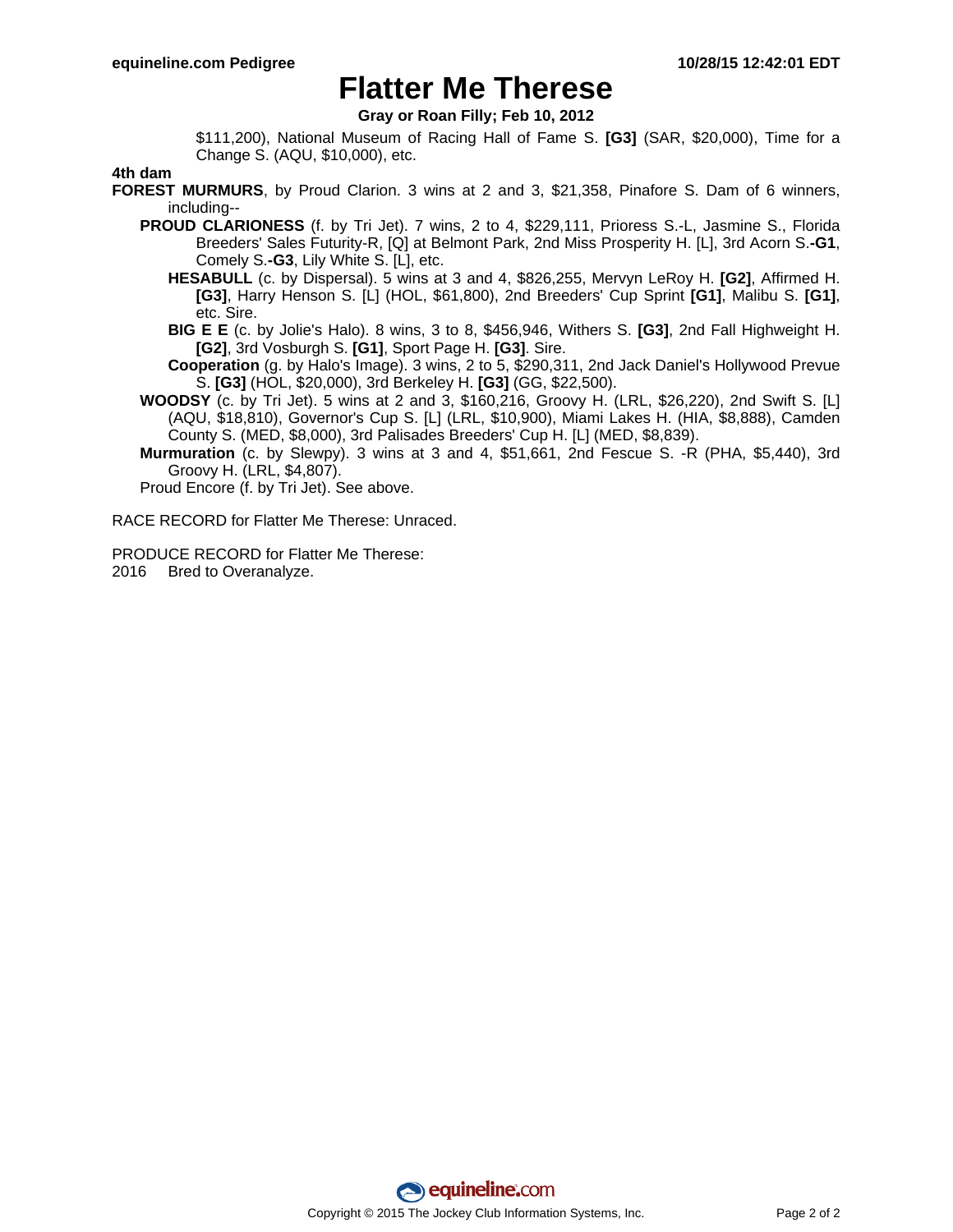# Flatter Me Therese

**Gray or Roan Filly; Feb 10, 2012**

$111,200), National Museum of Racing Hall of Fame S. **[G3]** (SAR, $20,000), Time for a Change S. (AQU, $10,000), etc.

**4th dam**

**FOREST MURMURS**, by Proud Clarion. 3 wins at 2 and 3, $21,358, Pinafore S. Dam of 6 winners, including--

- **PROUD CLARIONESS** (f. by Tri Jet). 7 wins, 2 to 4, $229,111, Prioress S.-L, Jasmine S., Florida Breeders' Sales Futurity-R, [Q] at Belmont Park, 2nd Miss Prosperity H. [L], 3rd Acorn S.**-G1**, Comely S.**-G3**, Lily White S. [L], etc.
  - **HESABULL** (c. by Dispersal). 5 wins at 3 and 4, $826,255, Mervyn LeRoy H. **[G2]**, Affirmed H. **[G3]**, Harry Henson S. [L] (HOL, $61,800), 2nd Breeders' Cup Sprint **[G1]**, Malibu S. **[G1]**, etc. Sire.
  - **BIG E E** (c. by Jolie's Halo). 8 wins, 3 to 8, $456,946, Withers S. **[G3]**, 2nd Fall Highweight H. **[G2]**, 3rd Vosburgh S. **[G1]**, Sport Page H. **[G3]**. Sire.
  - **Cooperation** (g. by Halo's Image). 3 wins, 2 to 5, $290,311, 2nd Jack Daniel's Hollywood Prevue S. **[G3]** (HOL, $20,000), 3rd Berkeley H. **[G3]** (GG, $22,500).
- **WOODSY** (c. by Tri Jet). 5 wins at 2 and 3, $160,216, Groovy H. (LRL, $26,220), 2nd Swift S. [L] (AQU, $18,810), Governor's Cup S. [L] (LRL, $10,900), Miami Lakes H. (HIA, $8,888), Camden County S. (MED, $8,000), 3rd Palisades Breeders' Cup H. [L] (MED, $8,839).
- **Murmuration** (c. by Slewpy). 3 wins at 3 and 4, $51,661, 2nd Fescue S. -R (PHA, $5,440), 3rd Groovy H. (LRL, $4,807).
- Proud Encore (f. by Tri Jet). See above.

RACE RECORD for Flatter Me Therese: Unraced.

PRODUCE RECORD for Flatter Me Therese:

2016 Bred to Overanalyze.